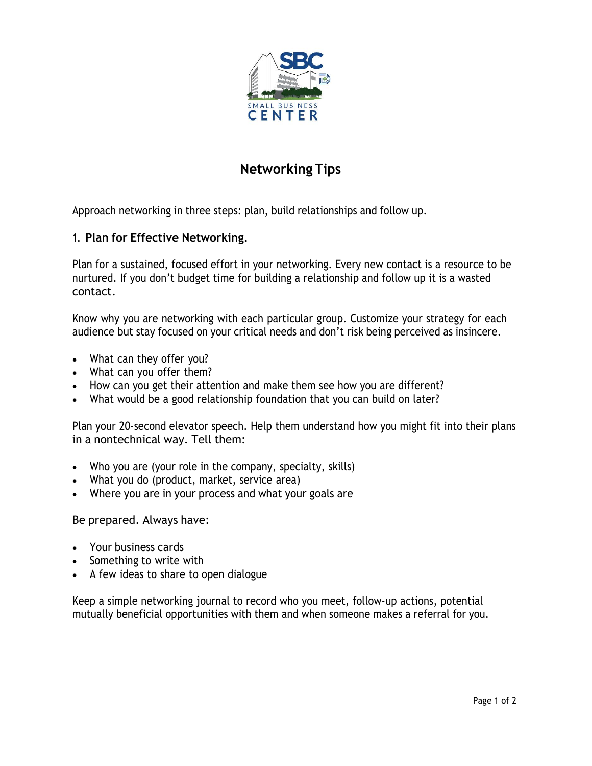# Networking Tips

Approach networking in three steps: plan, build relationships and follow up.

## 1. Plan for Effective Networking.

Plan for a sustained, focused effort in your networking. Every new contact is a resource to be nurtured. If you don't budget time for building a relationship and follow up it is a wasted contact.

Know why you are networking with each particular group. Customize your strategy for each audience but stay focused on your critical needs and don't risk being perceived as insincere.

- What can they offer you?
- What can you offer them?
- How can you get their attention and make them see how you are different?
- What would be a good relationship foundation that you can build on later?

Plan your 20-second elevator speech. Help them understand how you might fit into their plans in a nontechnical way. Tell them:

- Who you are (your role in the company, specialty, skills)
- What you do (product, market, service area)
- Where you are in your process and what your goals are

Be prepared. Always have:

- Your business cards
- Something to write with
- A few ideas to share to open dialogue

Keep a simple networking journal to record who you meet, follow-up actions, potential mutually beneficial opportunities with them and when someone makes a referral for you.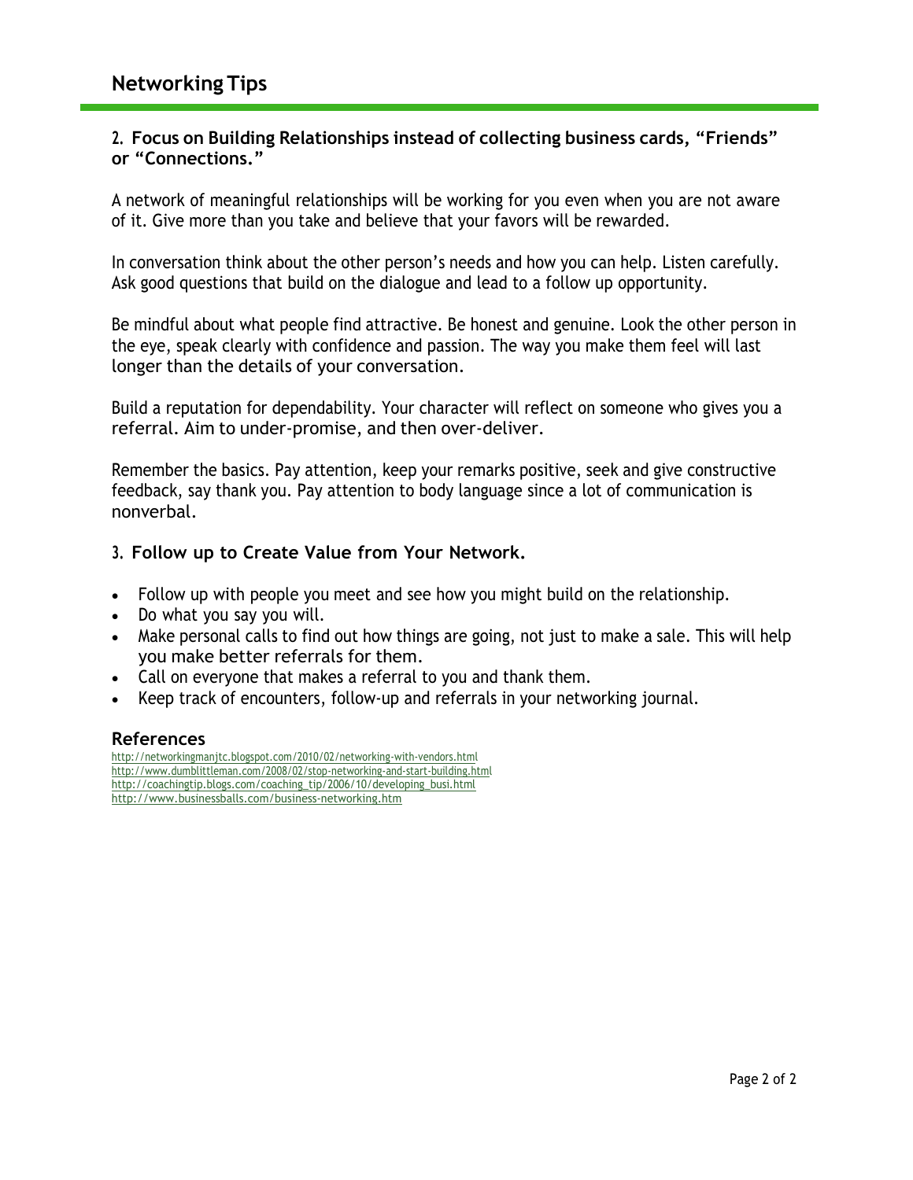## Networking Tips

### 2. Focus on Building Relationships instead of collecting business cards, "Friends" or "Connections."

A network of meaningful relationships will be working for you even when you are not aware of it. Give more than you take and believe that your favors will be rewarded.

In conversation think about the other person's needs and how you can help. Listen carefully. Ask good questions that build on the dialogue and lead to a follow up opportunity.

Be mindful about what people find attractive. Be honest and genuine. Look the other person in the eye, speak clearly with confidence and passion. The way you make them feel will last longer than the details of your conversation.

Build a reputation for dependability. Your character will reflect on someone who gives you a referral. Aim to under-promise, and then over-deliver.

Remember the basics. Pay attention, keep your remarks positive, seek and give constructive feedback, say thank you. Pay attention to body language since a lot of communication is nonverbal.

### 3. Follow up to Create Value from Your Network.

- Follow up with people you meet and see how you might build on the relationship.
- Do what you say you will.
- Make personal calls to find out how things are going, not just to make a sale. This will help you make better referrals for them.
- Call on everyone that makes a referral to you and thank them.
- Keep track of encounters, follow-up and referrals in your networking journal.

### References

http://networkingmanjtc.blogspot.com/2010/02/networking-with-vendors.html
http://www.dumblittleman.com/2008/02/stop-networking-and-start-building.html
http://coachingtip.blogs.com/coaching_tip/2006/10/developing_busi.html
http://www.businessballs.com/business-networking.htm